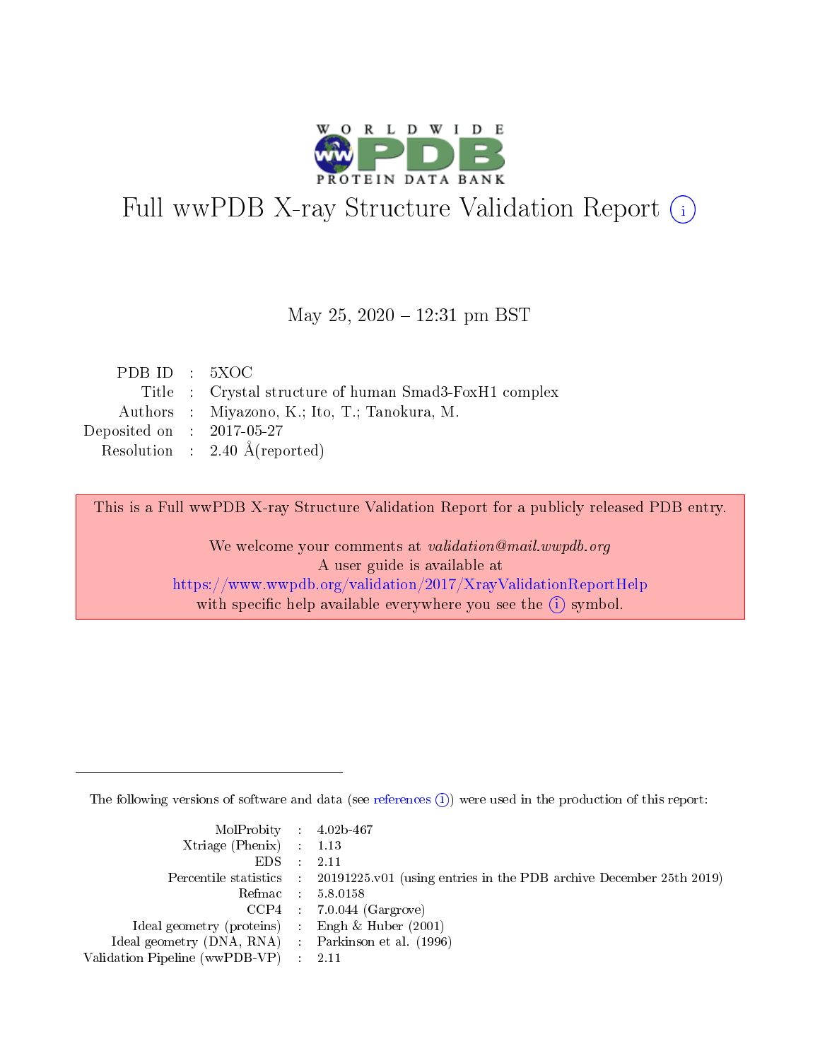# Full wwPDB X-ray Structure Validation Report (i)

May 25, 2020 – 12:31 pm BST

| | | |
|---|---|---|
| PDB ID | : | 5XOC |
| Title | : | Crystal structure of human Smad3-FoxH1 complex |
| Authors | : | Miyazono, K.; Ito, T.; Tanokura, M. |
| Deposited on | : | 2017-05-27 |
| Resolution | : | 2.40 Å(reported) |

This is a Full wwPDB X-ray Structure Validation Report for a publicly released PDB entry.

We welcome your comments at *validation@mail.wwpdb.org*
A user guide is available at
https://www.wwpdb.org/validation/2017/XrayValidationReportHelp
with specific help available everywhere you see the (i) symbol.

---

The following versions of software and data (see references (i)) were used in the production of this report:

| | | |
|---|---|---|
| MolProbity | : | 4.02b-467 |
| Xtriage (Phenix) | : | 1.13 |
| EDS | : | 2.11 |
| Percentile statistics | : | 20191225.v01 (using entries in the PDB archive December 25th 2019) |
| Refmac | : | 5.8.0158 |
| CCP4 | : | 7.0.044 (Gargrove) |
| Ideal geometry (proteins) | : | Engh & Huber (2001) |
| Ideal geometry (DNA, RNA) | : | Parkinson et al. (1996) |
| Validation Pipeline (wwPDB-VP) | : | 2.11 |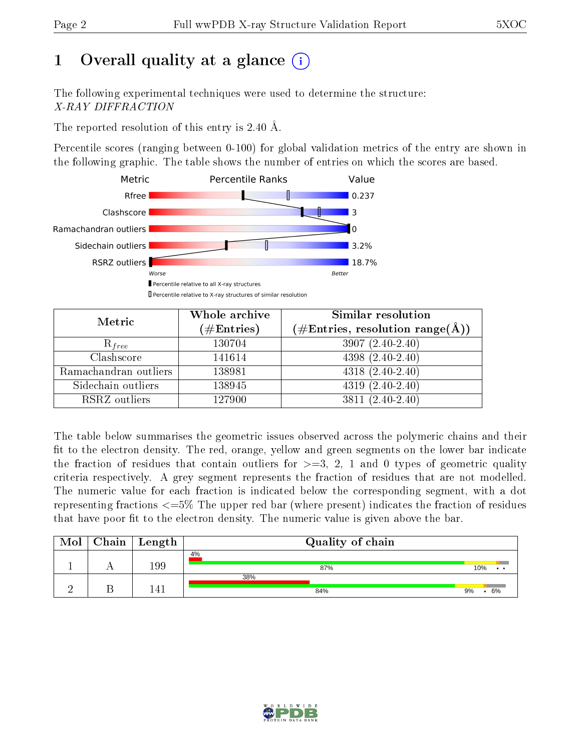# 1 Overall quality at a glance (i)

The following experimental techniques were used to determine the structure:
*X-RAY DIFFRACTION*

The reported resolution of this entry is 2.40 Å.

Percentile scores (ranging between 0-100) for global validation metrics of the entry are shown in the following graphic. The table shows the number of entries on which the scores are based.

| Metric | Value |
|---|---|
| Rfree | 0.237 |
| Clashscore | 3 |
| Ramachandran outliers | 0 |
| Sidechain outliers | 3.2% |
| RSRZ outliers | 18.7% |

Worse — Better

▮ Percentile relative to all X-ray structures
▯ Percentile relative to X-ray structures of similar resolution

| Metric | Whole archive (#Entries) | Similar resolution (#Entries, resolution range(Å)) |
|---|---|---|
| $R_{free}$ | 130704 | 3907 (2.40-2.40) |
| Clashscore | 141614 | 4398 (2.40-2.40) |
| Ramachandran outliers | 138981 | 4318 (2.40-2.40) |
| Sidechain outliers | 138945 | 4319 (2.40-2.40) |
| RSRZ outliers | 127900 | 3811 (2.40-2.40) |

The table below summarises the geometric issues observed across the polymeric chains and their fit to the electron density. The red, orange, yellow and green segments on the lower bar indicate the fraction of residues that contain outliers for >=3, 2, 1 and 0 types of geometric quality criteria respectively. A grey segment represents the fraction of residues that are not modelled. The numeric value for each fraction is indicated below the corresponding segment, with a dot representing fractions <=5% The upper red bar (where present) indicates the fraction of residues that have poor fit to the electron density. The numeric value is given above the bar.

| Mol | Chain | Length | Quality of chain |
|---|---|---|---|
| 1 | A | 199 | 4% (poor fit); 87%, 10%, •, • |
| 2 | B | 141 | 38% (poor fit); 84%, 9%, •, 6% |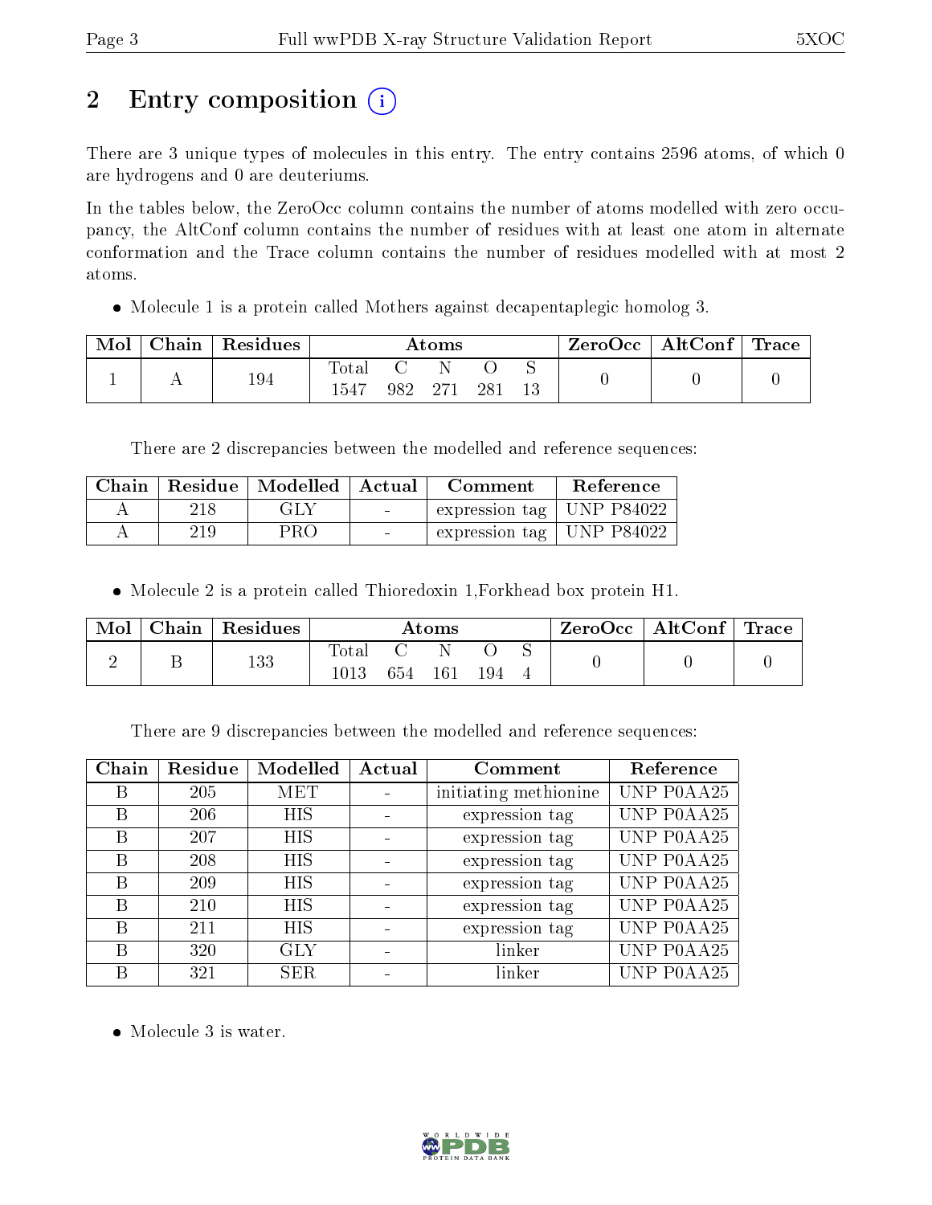# 2 Entry composition (i)

There are 3 unique types of molecules in this entry. The entry contains 2596 atoms, of which 0 are hydrogens and 0 are deuteriums.

In the tables below, the ZeroOcc column contains the number of atoms modelled with zero occupancy, the AltConf column contains the number of residues with at least one atom in alternate conformation and the Trace column contains the number of residues modelled with at most 2 atoms.

- Molecule 1 is a protein called Mothers against decapentaplegic homolog 3.

| Mol | Chain | Residues | Atoms | | | | | ZeroOcc | AltConf | Trace |
|---|---|---|---|---|---|---|---|---|---|---|
| | | | Total | C | N | O | S | | | |
| 1 | A | 194 | 1547 | 982 | 271 | 281 | 13 | 0 | 0 | 0 |

There are 2 discrepancies between the modelled and reference sequences:

| Chain | Residue | Modelled | Actual | Comment | Reference |
|---|---|---|---|---|---|
| A | 218 | GLY | - | expression tag | UNP P84022 |
| A | 219 | PRO | - | expression tag | UNP P84022 |

- Molecule 2 is a protein called Thioredoxin 1,Forkhead box protein H1.

| Mol | Chain | Residues | Atoms | | | | | ZeroOcc | AltConf | Trace |
|---|---|---|---|---|---|---|---|---|---|---|
| | | | Total | C | N | O | S | | | |
| 2 | B | 133 | 1013 | 654 | 161 | 194 | 4 | 0 | 0 | 0 |

There are 9 discrepancies between the modelled and reference sequences:

| Chain | Residue | Modelled | Actual | Comment | Reference |
|---|---|---|---|---|---|
| B | 205 | MET | - | initiating methionine | UNP P0AA25 |
| B | 206 | HIS | - | expression tag | UNP P0AA25 |
| B | 207 | HIS | - | expression tag | UNP P0AA25 |
| B | 208 | HIS | - | expression tag | UNP P0AA25 |
| B | 209 | HIS | - | expression tag | UNP P0AA25 |
| B | 210 | HIS | - | expression tag | UNP P0AA25 |
| B | 211 | HIS | - | expression tag | UNP P0AA25 |
| B | 320 | GLY | - | linker | UNP P0AA25 |
| B | 321 | SER | - | linker | UNP P0AA25 |

- Molecule 3 is water.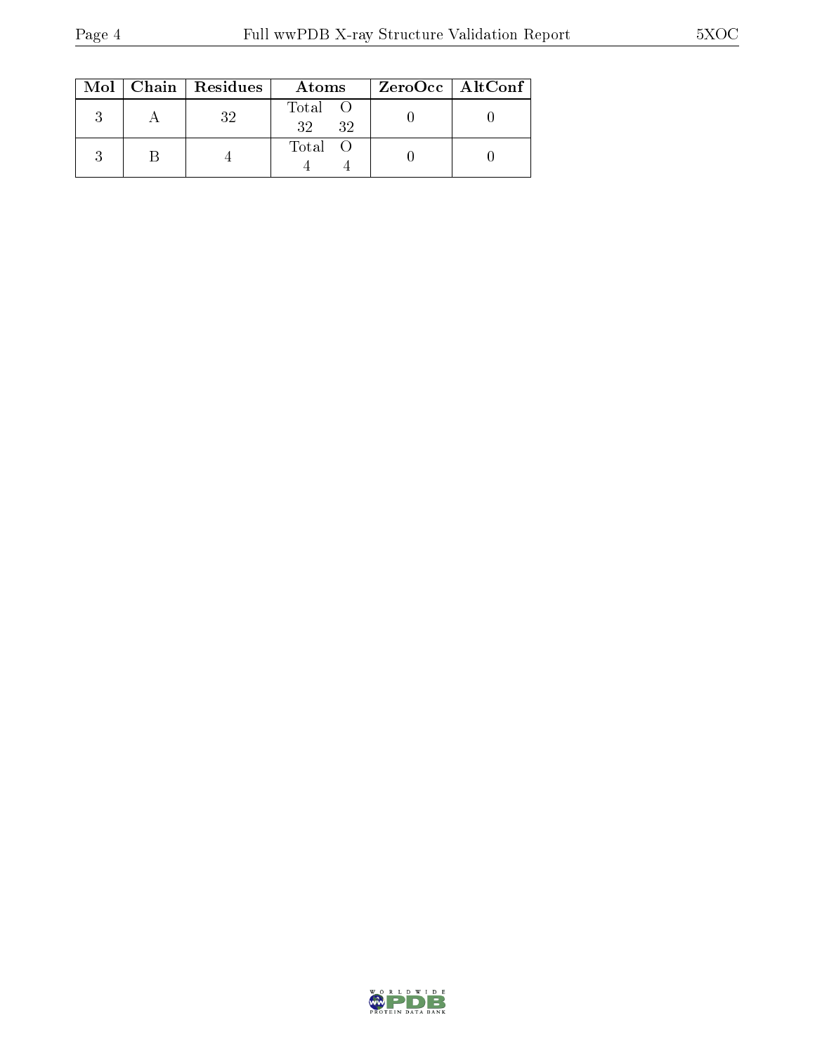| Mol | Chain | Residues | Atoms | | ZeroOcc | AltConf |
|---|---|---|---|---|---|---|
| 3 | A | 32 | Total<br>32 | O<br>32 | 0 | 0 |
| 3 | B | 4 | Total<br>4 | O<br>4 | 0 | 0 |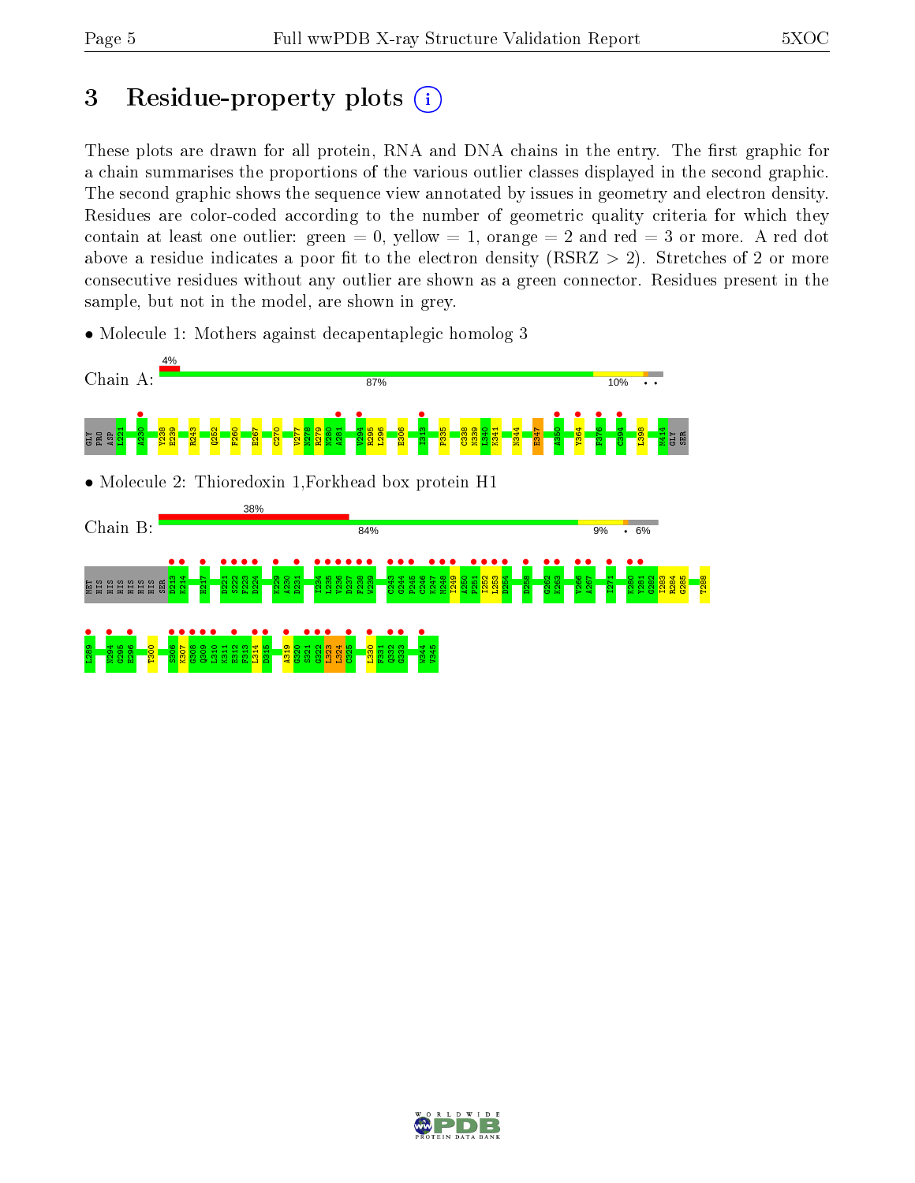# 3 Residue-property plots

These plots are drawn for all protein, RNA and DNA chains in the entry. The first graphic for a chain summarises the proportions of the various outlier classes displayed in the second graphic. The second graphic shows the sequence view annotated by issues in geometry and electron density. Residues are color-coded according to the number of geometric quality criteria for which they contain at least one outlier: green = 0, yellow = 1, orange = 2 and red = 3 or more. A red dot above a residue indicates a poor fit to the electron density (RSRZ > 2). Stretches of 2 or more consecutive residues without any outlier are shown as a green connector. Residues present in the sample, but not in the model, are shown in grey.

- Molecule 1: Mothers against decapentaplegic homolog 3

Chain A: 4% | 87% | 10% | • •

GLY PRO ASP L221 A230 Y238 E239 R243 Q252 F260 E267 C270 V277 N278 R279 N280 A281 V294 R295 L296 E306 I313 P335 C338 N339 L340 K341 N344 E347 A350 Y364 F376 C394 L398 M414 GLY SER

- Molecule 2: Thioredoxin 1,Forkhead box protein H1

Chain B: 38% | 84% | 9% | • | 6%

MET HIS HIS HIS HIS HIS HIS SER D213 K214 H217 D221 S222 P223 D224 K229 A230 D231 I234 L235 V236 D237 F238 W239 C243 G244 P245 C246 K247 M248 I249 A250 P251 I252 L253 D254 D258 G262 K263 V266 A267 I271 K280 Y281 G282 I283 R284 G285 T288 L289 N294 G295 E296 T300 S306 K307 G308 Q309 L310 K311 E312 F313 L314 D315 A319 Q320 S321 G322 L323 L324 C325 L330 F331 Q332 G333 W344 V345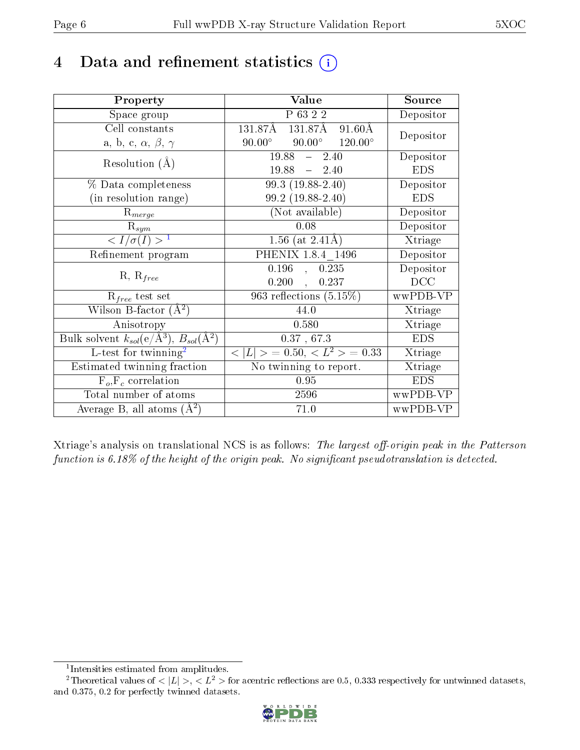# 4 Data and refinement statistics

| Property | Value | Source |
|---|---|---|
| Space group | P 63 2 2 | Depositor |
| Cell constants<br>a, b, c, $\alpha$, $\beta$, $\gamma$ | 131.87Å 131.87Å 91.60Å<br>90.00° 90.00° 120.00° | Depositor |
| Resolution (Å) | 19.88 – 2.40<br>19.88 – 2.40 | Depositor<br>EDS |
| % Data completeness<br>(in resolution range) | 99.3 (19.88-2.40)<br>99.2 (19.88-2.40) | Depositor<br>EDS |
| $R_{merge}$ | (Not available) | Depositor |
| $R_{sym}$ | 0.08 | Depositor |
| $< I/\sigma(I) >$ [1] | 1.56 (at 2.41Å) | Xtriage |
| Refinement program | PHENIX 1.8.4_1496 | Depositor |
| R, $R_{free}$ | 0.196 , 0.235<br>0.200 , 0.237 | Depositor<br>DCC |
| $R_{free}$ test set | 963 reflections (5.15%) | wwPDB-VP |
| Wilson B-factor (Å$^2$) | 44.0 | Xtriage |
| Anisotropy | 0.580 | Xtriage |
| Bulk solvent $k_{sol}$(e/Å$^3$), $B_{sol}$(Å$^2$) | 0.37 , 67.3 | EDS |
| L-test for twinning[2] | $< \|L\| >$ = 0.50, $< L^2 >$ = 0.33 | Xtriage |
| Estimated twinning fraction | No twinning to report. | Xtriage |
| $F_o$,$F_c$ correlation | 0.95 | EDS |
| Total number of atoms | 2596 | wwPDB-VP |
| Average B, all atoms (Å$^2$) | 71.0 | wwPDB-VP |

Xtriage's analysis on translational NCS is as follows: *The largest off-origin peak in the Patterson function is 6.18% of the height of the origin peak. No significant pseudotranslation is detected.*

[1] Intensities estimated from amplitudes.

[2] Theoretical values of $< |L| >$, $< L^2 >$ for acentric reflections are 0.5, 0.333 respectively for untwinned datasets, and 0.375, 0.2 for perfectly twinned datasets.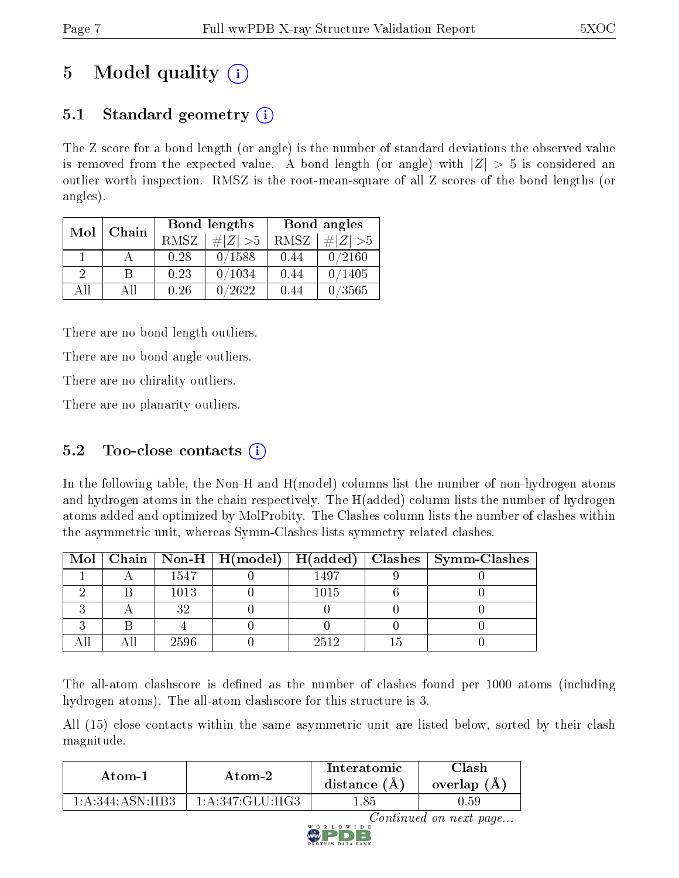# 5 Model quality (i)

## 5.1 Standard geometry (i)

The Z score for a bond length (or angle) is the number of standard deviations the observed value is removed from the expected value. A bond length (or angle) with $|Z| > 5$ is considered an outlier worth inspection. RMSZ is the root-mean-square of all Z scores of the bond lengths (or angles).

| Mol | Chain | Bond lengths | | Bond angles | |
|---|---|---|---|---|---|
| | | RMSZ | $\#\|Z\| >5$ | RMSZ | $\#\|Z\| >5$ |
| 1 | A | 0.28 | 0/1588 | 0.44 | 0/2160 |
| 2 | B | 0.23 | 0/1034 | 0.44 | 0/1405 |
| All | All | 0.26 | 0/2622 | 0.44 | 0/3565 |

There are no bond length outliers.

There are no bond angle outliers.

There are no chirality outliers.

There are no planarity outliers.

## 5.2 Too-close contacts (i)

In the following table, the Non-H and H(model) columns list the number of non-hydrogen atoms and hydrogen atoms in the chain respectively. The H(added) column lists the number of hydrogen atoms added and optimized by MolProbity. The Clashes column lists the number of clashes within the asymmetric unit, whereas Symm-Clashes lists symmetry related clashes.

| Mol | Chain | Non-H | H(model) | H(added) | Clashes | Symm-Clashes |
|---|---|---|---|---|---|---|
| 1 | A | 1547 | 0 | 1497 | 9 | 0 |
| 2 | B | 1013 | 0 | 1015 | 6 | 0 |
| 3 | A | 32 | 0 | 0 | 0 | 0 |
| 3 | B | 4 | 0 | 0 | 0 | 0 |
| All | All | 2596 | 0 | 2512 | 15 | 0 |

The all-atom clashscore is defined as the number of clashes found per 1000 atoms (including hydrogen atoms). The all-atom clashscore for this structure is 3.

All (15) close contacts within the same asymmetric unit are listed below, sorted by their clash magnitude.

| Atom-1 | Atom-2 | Interatomic distance (Å) | Clash overlap (Å) |
|---|---|---|---|
| 1:A:344:ASN:HB3 | 1:A:347:GLU:HG3 | 1.85 | 0.59 |

*Continued on next page...*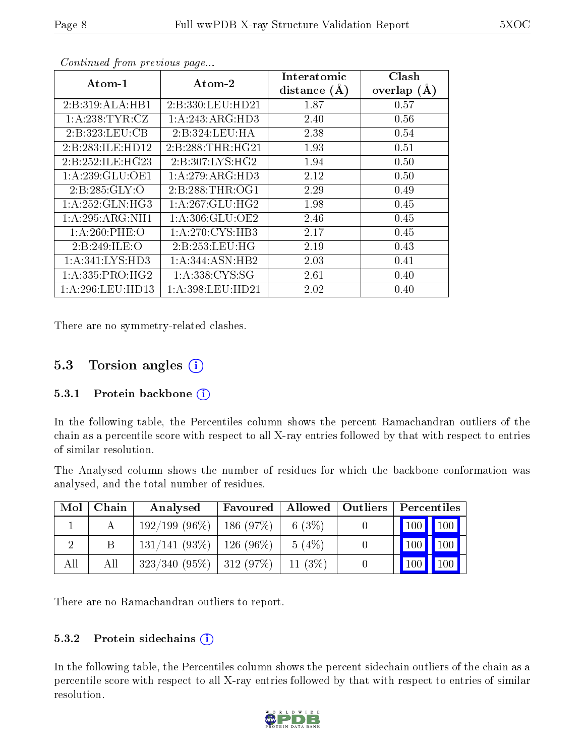*Continued from previous page...*

| Atom-1 | Atom-2 | Interatomic distance (Å) | Clash overlap (Å) |
|---|---|---|---|
| 2:B:319:ALA:HB1 | 2:B:330:LEU:HD21 | 1.87 | 0.57 |
| 1:A:238:TYR:CZ | 1:A:243:ARG:HD3 | 2.40 | 0.56 |
| 2:B:323:LEU:CB | 2:B:324:LEU:HA | 2.38 | 0.54 |
| 2:B:283:ILE:HD12 | 2:B:288:THR:HG21 | 1.93 | 0.51 |
| 2:B:252:ILE:HG23 | 2:B:307:LYS:HG2 | 1.94 | 0.50 |
| 1:A:239:GLU:OE1 | 1:A:279:ARG:HD3 | 2.12 | 0.50 |
| 2:B:285:GLY:O | 2:B:288:THR:OG1 | 2.29 | 0.49 |
| 1:A:252:GLN:HG3 | 1:A:267:GLU:HG2 | 1.98 | 0.45 |
| 1:A:295:ARG:NH1 | 1:A:306:GLU:OE2 | 2.46 | 0.45 |
| 1:A:260:PHE:O | 1:A:270:CYS:HB3 | 2.17 | 0.45 |
| 2:B:249:ILE:O | 2:B:253:LEU:HG | 2.19 | 0.43 |
| 1:A:341:LYS:HD3 | 1:A:344:ASN:HB2 | 2.03 | 0.41 |
| 1:A:335:PRO:HG2 | 1:A:338:CYS:SG | 2.61 | 0.40 |
| 1:A:296:LEU:HD13 | 1:A:398:LEU:HD21 | 2.02 | 0.40 |

There are no symmetry-related clashes.

## 5.3 Torsion angles

### 5.3.1 Protein backbone

In the following table, the Percentiles column shows the percent Ramachandran outliers of the chain as a percentile score with respect to all X-ray entries followed by that with respect to entries of similar resolution.

The Analysed column shows the number of residues for which the backbone conformation was analysed, and the total number of residues.

| Mol | Chain | Analysed | Favoured | Allowed | Outliers | Percentiles | |
|---|---|---|---|---|---|---|---|
| 1 | A | 192/199 (96%) | 186 (97%) | 6 (3%) | 0 | 100 | 100 |
| 2 | B | 131/141 (93%) | 126 (96%) | 5 (4%) | 0 | 100 | 100 |
| All | All | 323/340 (95%) | 312 (97%) | 11 (3%) | 0 | 100 | 100 |

There are no Ramachandran outliers to report.

### 5.3.2 Protein sidechains

In the following table, the Percentiles column shows the percent sidechain outliers of the chain as a percentile score with respect to all X-ray entries followed by that with respect to entries of similar resolution.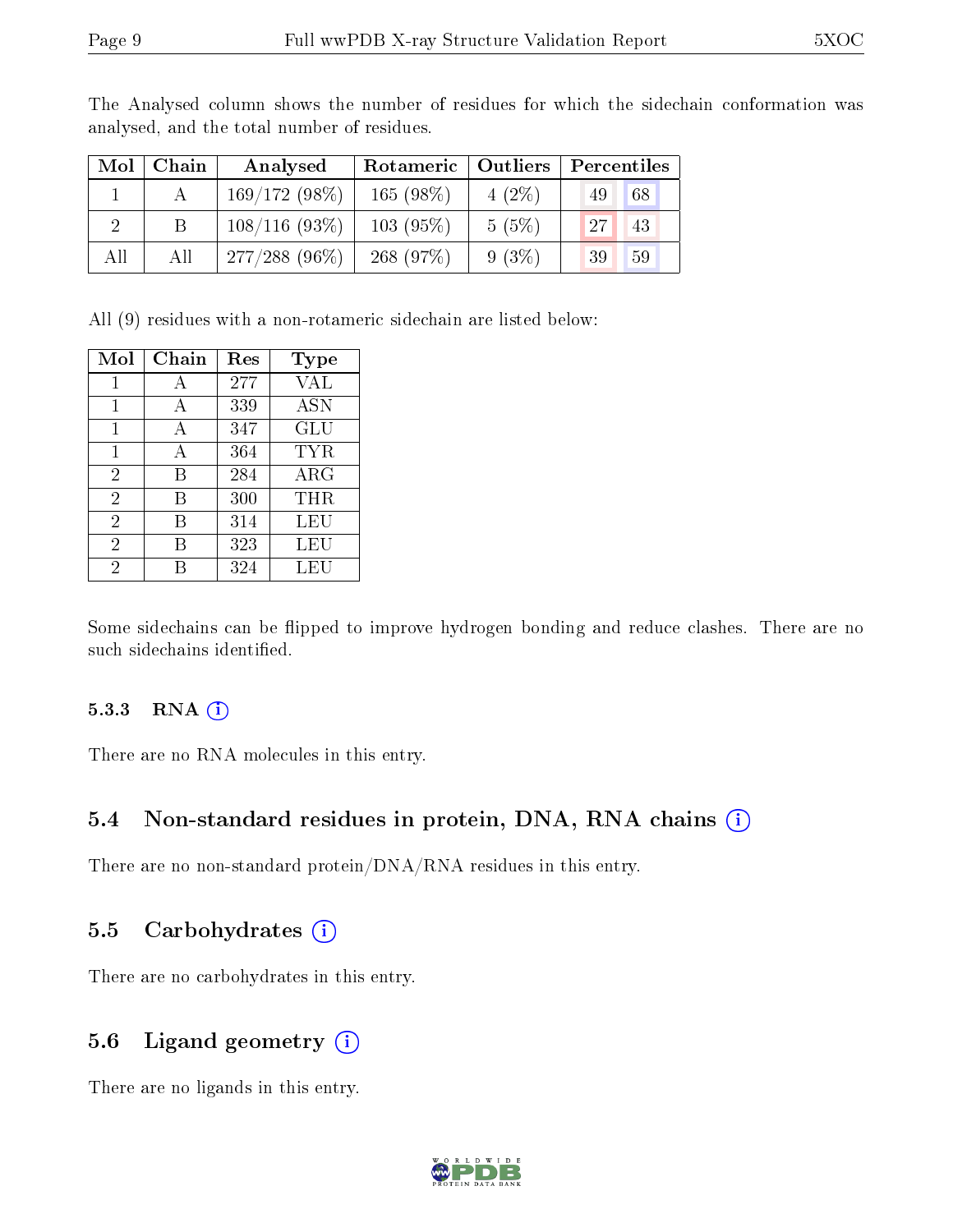The Analysed column shows the number of residues for which the sidechain conformation was analysed, and the total number of residues.

| Mol | Chain | Analysed | Rotameric | Outliers | Percentiles | |
|---|---|---|---|---|---|---|
| 1 | A | 169/172 (98%) | 165 (98%) | 4 (2%) | 49 | 68 |
| 2 | B | 108/116 (93%) | 103 (95%) | 5 (5%) | 27 | 43 |
| All | All | 277/288 (96%) | 268 (97%) | 9 (3%) | 39 | 59 |

All (9) residues with a non-rotameric sidechain are listed below:

| Mol | Chain | Res | Type |
|---|---|---|---|
| 1 | A | 277 | VAL |
| 1 | A | 339 | ASN |
| 1 | A | 347 | GLU |
| 1 | A | 364 | TYR |
| 2 | B | 284 | ARG |
| 2 | B | 300 | THR |
| 2 | B | 314 | LEU |
| 2 | B | 323 | LEU |
| 2 | B | 324 | LEU |

Some sidechains can be flipped to improve hydrogen bonding and reduce clashes. There are no such sidechains identified.

### 5.3.3 RNA

There are no RNA molecules in this entry.

## 5.4 Non-standard residues in protein, DNA, RNA chains

There are no non-standard protein/DNA/RNA residues in this entry.

## 5.5 Carbohydrates

There are no carbohydrates in this entry.

## 5.6 Ligand geometry

There are no ligands in this entry.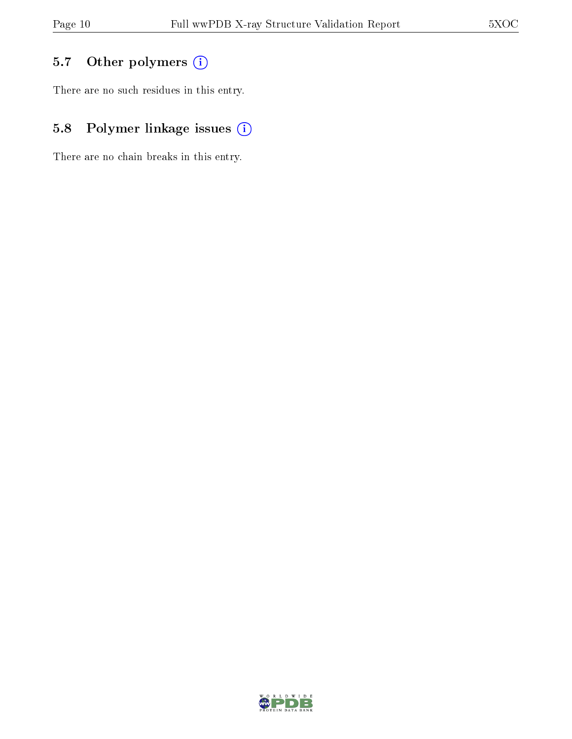## 5.7 Other polymers

There are no such residues in this entry.

## 5.8 Polymer linkage issues

There are no chain breaks in this entry.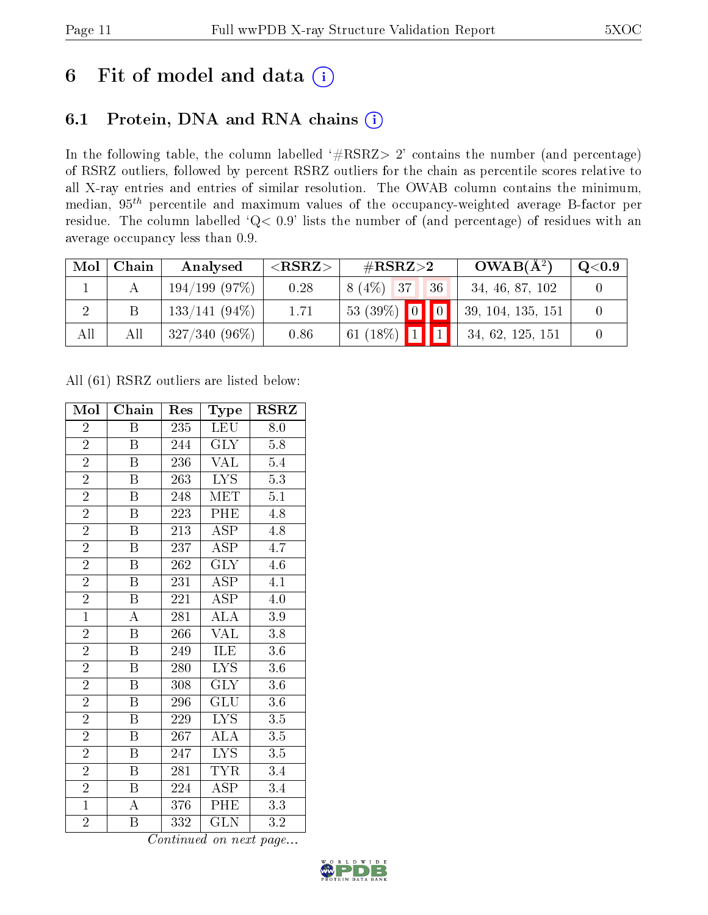# 6 Fit of model and data (i)

## 6.1 Protein, DNA and RNA chains (i)

In the following table, the column labelled '#RSRZ> 2' contains the number (and percentage) of RSRZ outliers, followed by percent RSRZ outliers for the chain as percentile scores relative to all X-ray entries and entries of similar resolution. The OWAB column contains the minimum, median, $95^{th}$ percentile and maximum values of the occupancy-weighted average B-factor per residue. The column labelled 'Q< 0.9' lists the number of (and percentage) of residues with an average occupancy less than 0.9.

| Mol | Chain | Analysed | <RSRZ> | #RSRZ>2 | | | OWAB(Å$^2$) | Q<0.9 |
|---|---|---|---|---|---|---|---|---|
| 1 | A | 194/199 (97%) | 0.28 | 8 (4%) | 37 | 36 | 34, 46, 87, 102 | 0 |
| 2 | B | 133/141 (94%) | 1.71 | 53 (39%) | 0 | 0 | 39, 104, 135, 151 | 0 |
| All | All | 327/340 (96%) | 0.86 | 61 (18%) | 1 | 1 | 34, 62, 125, 151 | 0 |

All (61) RSRZ outliers are listed below:

| Mol | Chain | Res | Type | RSRZ |
|---|---|---|---|---|
| 2 | B | 235 | LEU | 8.0 |
| 2 | B | 244 | GLY | 5.8 |
| 2 | B | 236 | VAL | 5.4 |
| 2 | B | 263 | LYS | 5.3 |
| 2 | B | 248 | MET | 5.1 |
| 2 | B | 223 | PHE | 4.8 |
| 2 | B | 213 | ASP | 4.8 |
| 2 | B | 237 | ASP | 4.7 |
| 2 | B | 262 | GLY | 4.6 |
| 2 | B | 231 | ASP | 4.1 |
| 2 | B | 221 | ASP | 4.0 |
| 1 | A | 281 | ALA | 3.9 |
| 2 | B | 266 | VAL | 3.8 |
| 2 | B | 249 | ILE | 3.6 |
| 2 | B | 280 | LYS | 3.6 |
| 2 | B | 308 | GLY | 3.6 |
| 2 | B | 296 | GLU | 3.6 |
| 2 | B | 229 | LYS | 3.5 |
| 2 | B | 267 | ALA | 3.5 |
| 2 | B | 247 | LYS | 3.5 |
| 2 | B | 281 | TYR | 3.4 |
| 2 | B | 224 | ASP | 3.4 |
| 1 | A | 376 | PHE | 3.3 |
| 2 | B | 332 | GLN | 3.2 |

*Continued on next page...*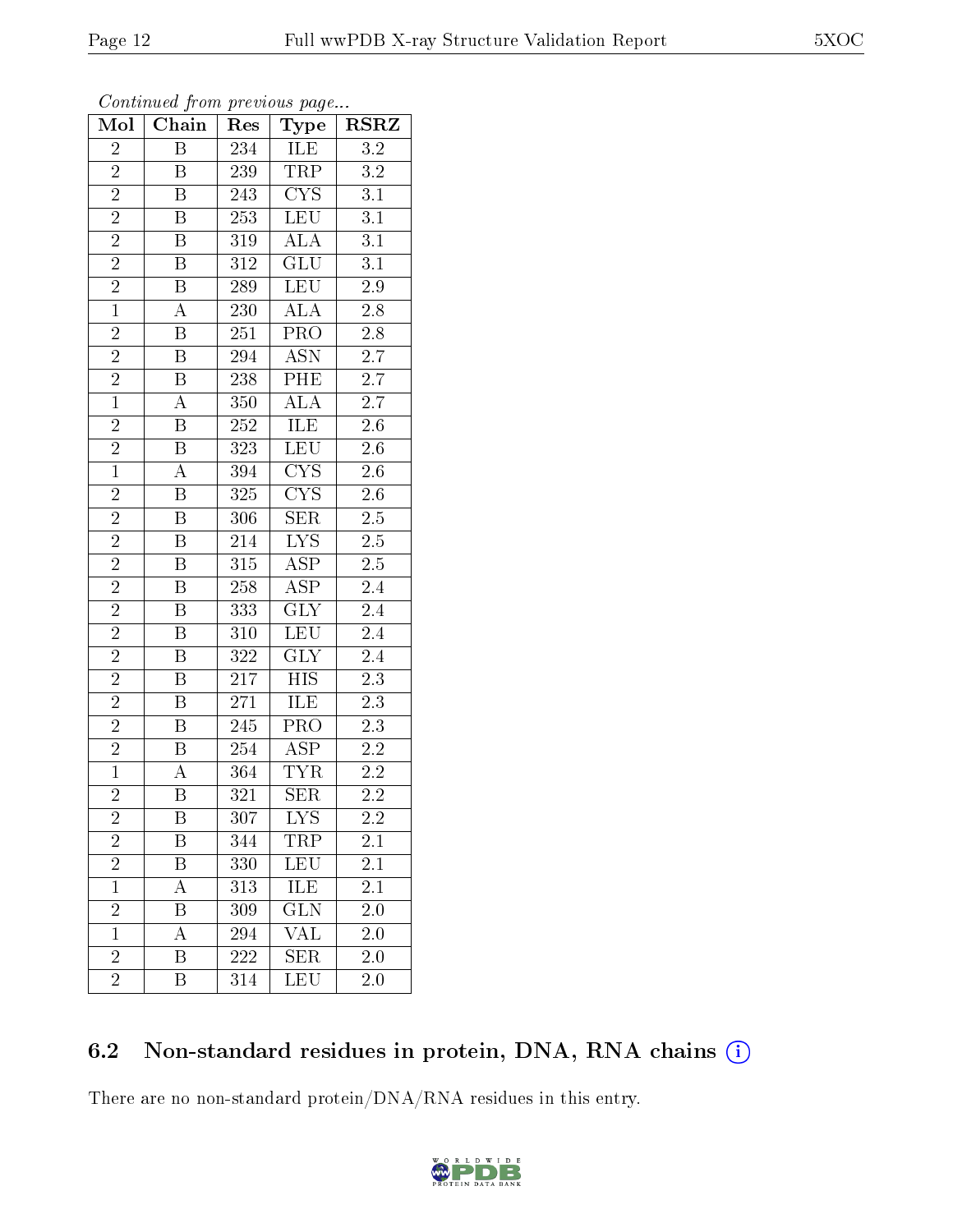*Continued from previous page...*

| Mol | Chain | Res | Type | RSRZ |
|---|---|---|---|---|
| 2 | B | 234 | ILE | 3.2 |
| 2 | B | 239 | TRP | 3.2 |
| 2 | B | 243 | CYS | 3.1 |
| 2 | B | 253 | LEU | 3.1 |
| 2 | B | 319 | ALA | 3.1 |
| 2 | B | 312 | GLU | 3.1 |
| 2 | B | 289 | LEU | 2.9 |
| 1 | A | 230 | ALA | 2.8 |
| 2 | B | 251 | PRO | 2.8 |
| 2 | B | 294 | ASN | 2.7 |
| 2 | B | 238 | PHE | 2.7 |
| 1 | A | 350 | ALA | 2.7 |
| 2 | B | 252 | ILE | 2.6 |
| 2 | B | 323 | LEU | 2.6 |
| 1 | A | 394 | CYS | 2.6 |
| 2 | B | 325 | CYS | 2.6 |
| 2 | B | 306 | SER | 2.5 |
| 2 | B | 214 | LYS | 2.5 |
| 2 | B | 315 | ASP | 2.5 |
| 2 | B | 258 | ASP | 2.4 |
| 2 | B | 333 | GLY | 2.4 |
| 2 | B | 310 | LEU | 2.4 |
| 2 | B | 322 | GLY | 2.4 |
| 2 | B | 217 | HIS | 2.3 |
| 2 | B | 271 | ILE | 2.3 |
| 2 | B | 245 | PRO | 2.3 |
| 2 | B | 254 | ASP | 2.2 |
| 1 | A | 364 | TYR | 2.2 |
| 2 | B | 321 | SER | 2.2 |
| 2 | B | 307 | LYS | 2.2 |
| 2 | B | 344 | TRP | 2.1 |
| 2 | B | 330 | LEU | 2.1 |
| 1 | A | 313 | ILE | 2.1 |
| 2 | B | 309 | GLN | 2.0 |
| 1 | A | 294 | VAL | 2.0 |
| 2 | B | 222 | SER | 2.0 |
| 2 | B | 314 | LEU | 2.0 |

### 6.2 Non-standard residues in protein, DNA, RNA chains

There are no non-standard protein/DNA/RNA residues in this entry.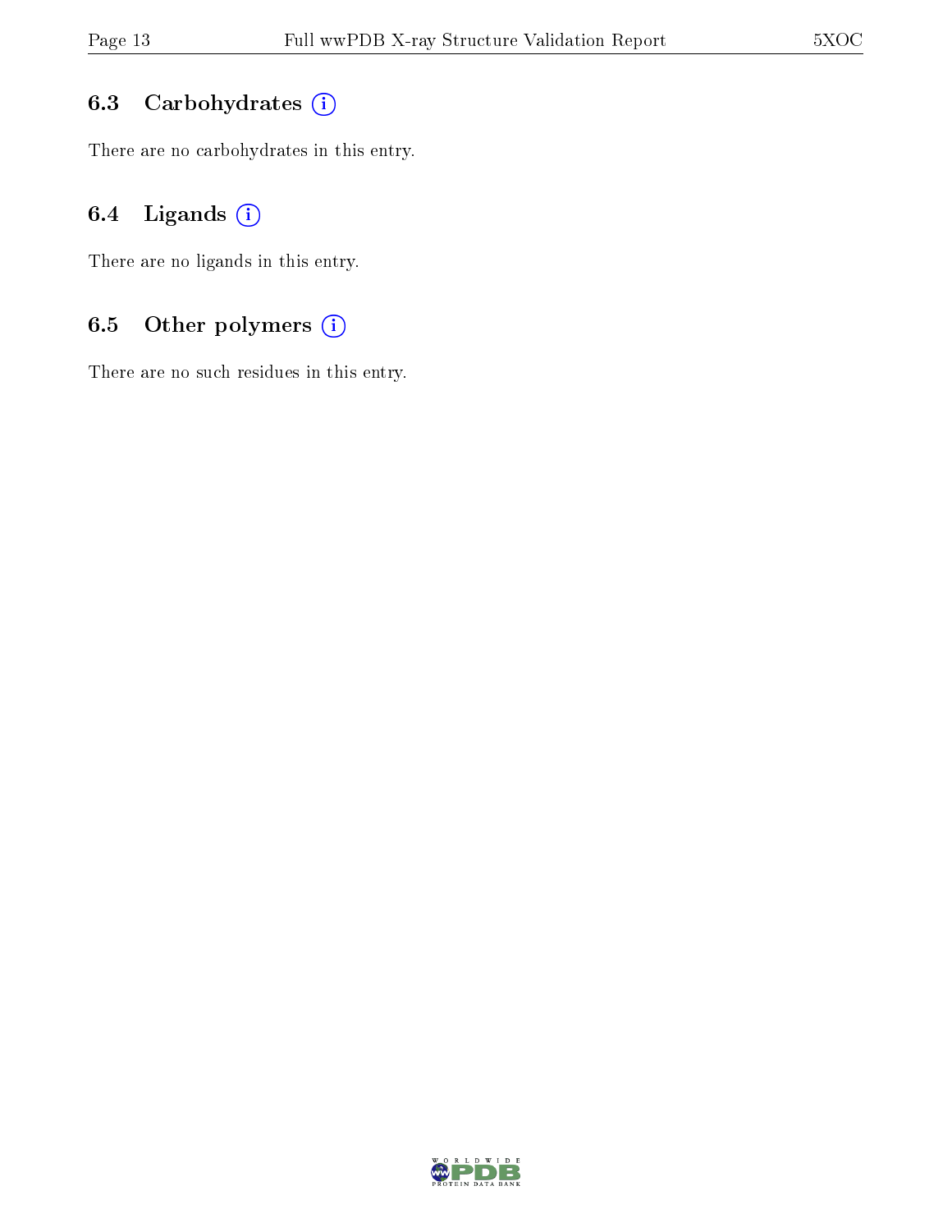### 6.3 Carbohydrates

There are no carbohydrates in this entry.

### 6.4 Ligands

There are no ligands in this entry.

### 6.5 Other polymers

There are no such residues in this entry.